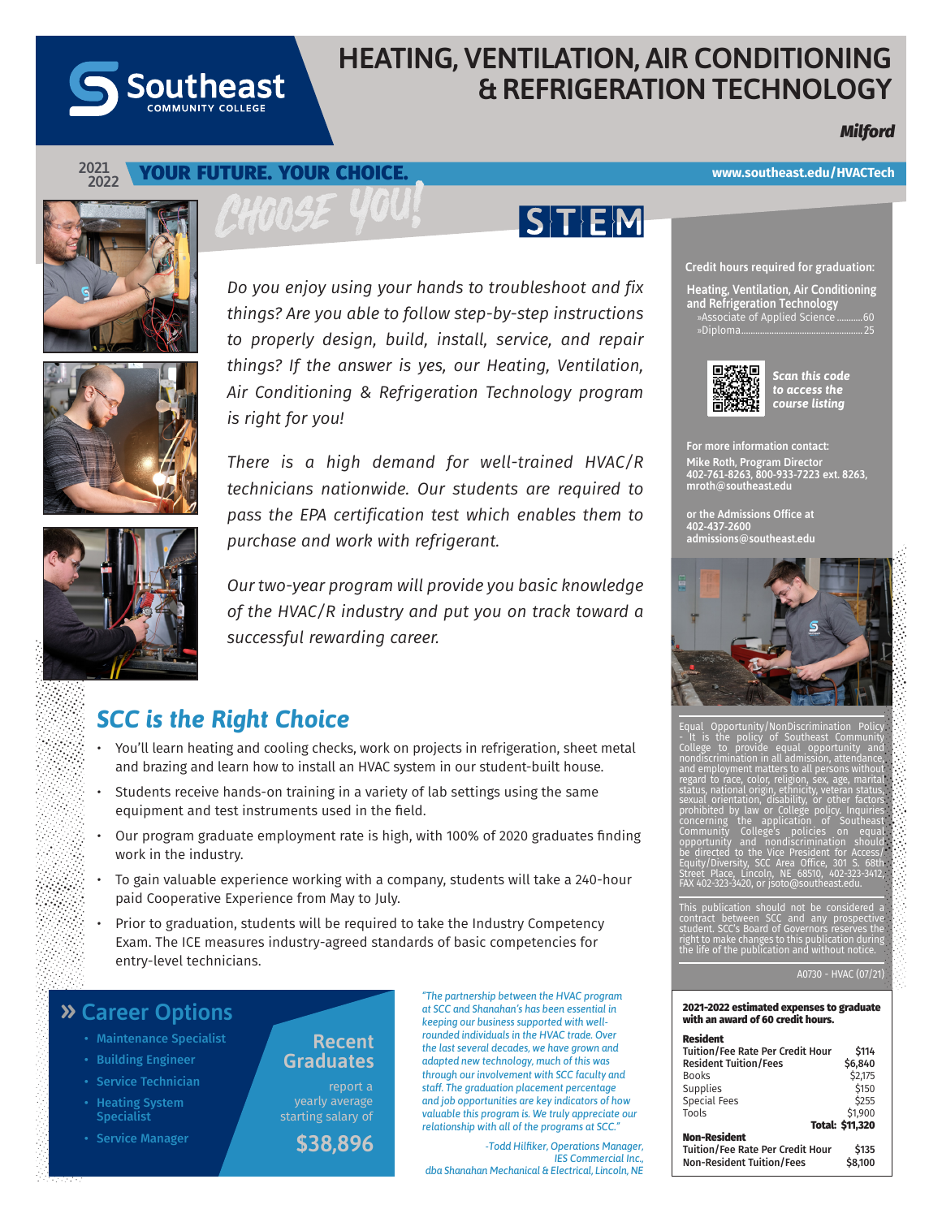# HEATING, VENTILATION, AIR CONDITIONING & REFRIGERATION TECHNOLOGY

Southeast Community College

***Milford***

2021 2022 **YOUR FUTURE. YOUR CHOICE.**

www.southeast.edu/HVACTech

CHOOSE YOU!

STEM

*Do you enjoy using your hands to troubleshoot and fix things? Are you able to follow step-by-step instructions to properly design, build, install, service, and repair things? If the answer is yes, our Heating, Ventilation, Air Conditioning & Refrigeration Technology program is right for you!*

*There is a high demand for well-trained HVAC/R technicians nationwide. Our students are required to pass the EPA certification test which enables them to purchase and work with refrigerant.*

*Our two-year program will provide you basic knowledge of the HVAC/R industry and put you on track toward a successful rewarding career.*

## SCC is the Right Choice

- You'll learn heating and cooling checks, work on projects in refrigeration, sheet metal and brazing and learn how to install an HVAC system in our student-built house.
- Students receive hands-on training in a variety of lab settings using the same equipment and test instruments used in the field.
- Our program graduate employment rate is high, with 100% of 2020 graduates finding work in the industry.
- To gain valuable experience working with a company, students will take a 240-hour paid Cooperative Experience from May to July.
- Prior to graduation, students will be required to take the Industry Competency Exam. The ICE measures industry-agreed standards of basic competencies for entry-level technicians.

## » Career Options

- Maintenance Specialist
- Building Engineer
- Service Technician
- Heating System Specialist
- Service Manager

**Recent Graduates** report a yearly average starting salary of **$38,896**

*"The partnership between the HVAC program at SCC and Shanahan's has been essential in keeping our business supported with well-rounded individuals in the HVAC trade. Over the last several decades, we have grown and adapted new technology, much of this was through our involvement with SCC faculty and staff. The graduation placement percentage and job opportunities are key indicators of how valuable this program is. We truly appreciate our relationship with all of the programs at SCC."*

*-Todd Hilfiker, Operations Manager, IES Commercial Inc., dba Shanahan Mechanical & Electrical, Lincoln, NE*

**Credit hours required for graduation:**

**Heating, Ventilation, Air Conditioning and Refrigeration Technology**
- »Associate of Applied Science ........... 60
- »Diploma ........... 25

***Scan this code to access the course listing***

**For more information contact:**

**Mike Roth, Program Director**
**402-761-8263, 800-933-7223 ext. 8263, mroth@southeast.edu**

**or the Admissions Office at**
**402-437-2600**
**admissions@southeast.edu**

Equal Opportunity/NonDiscrimination Policy - It is the policy of Southeast Community College to provide equal opportunity and nondiscrimination in all admission, attendance, and employment matters to all persons without regard to race, color, religion, sex, age, marital status, national origin, ethnicity, veteran status, sexual orientation, disability, or other factors prohibited by law or College policy. Inquiries concerning the application of Southeast Community College's policies on equal opportunity and nondiscrimination should be directed to the Vice President for Access/Equity/Diversity, SCC Area Office, 301 S. 68th Street Place, Lincoln, NE 68510, 402-323-3412, FAX 402-323-3420, or jsoto@southeast.edu.

This publication should not be considered a contract between SCC and any prospective student. SCC's Board of Governors reserves the right to make changes to this publication during the life of the publication and without notice.

A0730 - HVAC (07/21)

**2021-2022 estimated expenses to graduate with an award of 60 credit hours.**

| **Resident** | |
|---|---|
| **Tuition/Fee Rate Per Credit Hour** | **$114** |
| **Resident Tuition/Fees** | **$6,840** |
| Books | $2,175 |
| Supplies | $150 |
| Special Fees | $255 |
| Tools | $1,900 |
| **Total:** | **$11,320** |
| **Non-Resident** | |
| **Tuition/Fee Rate Per Credit Hour** | **$135** |
| **Non-Resident Tuition/Fees** | **$8,100** |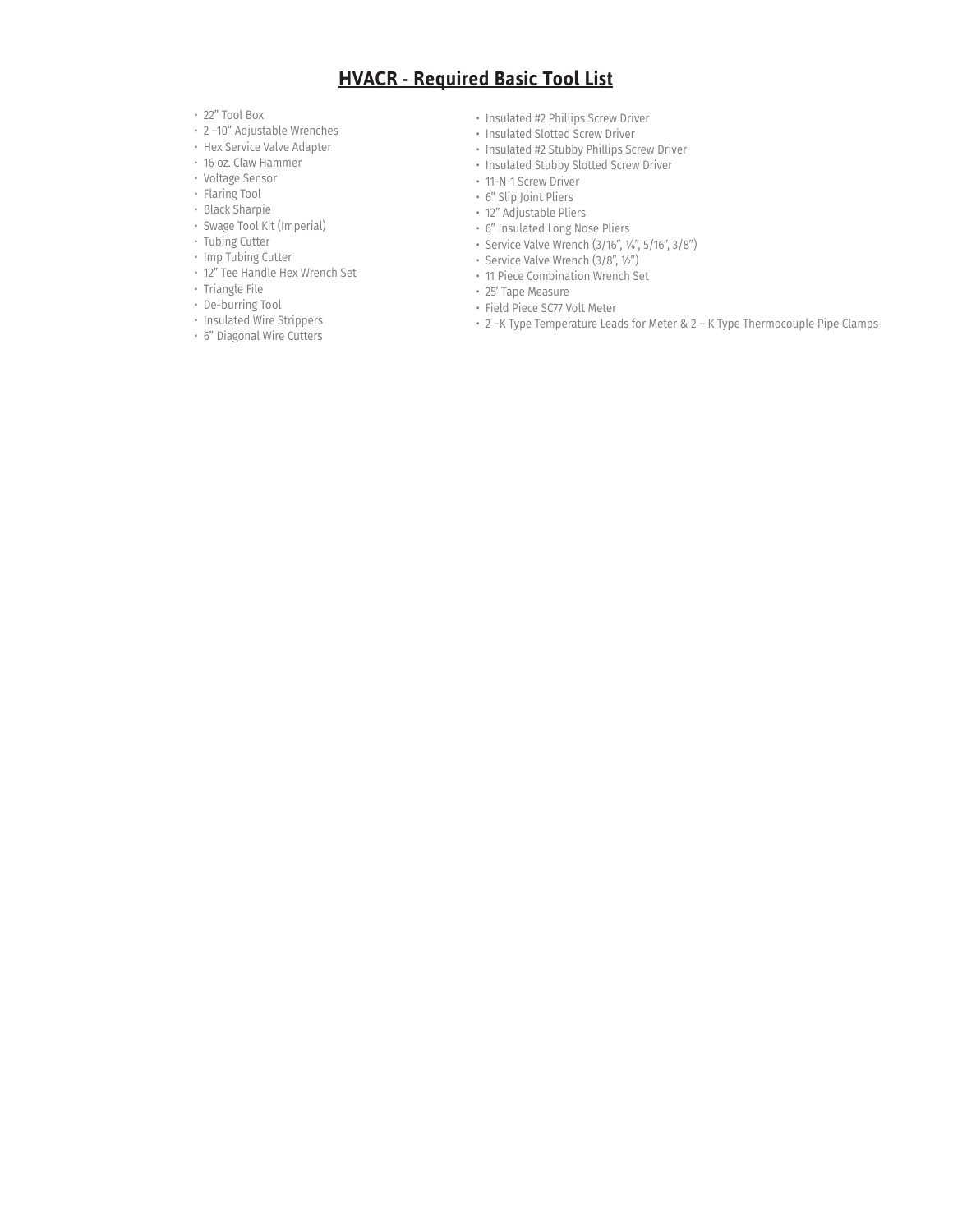# HVACR - Required Basic Tool List

- 22" Tool Box
- 2 –10" Adjustable Wrenches
- Hex Service Valve Adapter
- 16 oz. Claw Hammer
- Voltage Sensor
- Flaring Tool
- Black Sharpie
- Swage Tool Kit (Imperial)
- Tubing Cutter
- Imp Tubing Cutter
- 12" Tee Handle Hex Wrench Set
- Triangle File
- De-burring Tool
- Insulated Wire Strippers
- 6" Diagonal Wire Cutters
- Insulated #2 Phillips Screw Driver
- Insulated Slotted Screw Driver
- Insulated #2 Stubby Phillips Screw Driver
- Insulated Stubby Slotted Screw Driver
- 11-N-1 Screw Driver
- 6" Slip Joint Pliers
- 12" Adjustable Pliers
- 6" Insulated Long Nose Pliers
- Service Valve Wrench (3/16", ¼", 5/16", 3/8")
- Service Valve Wrench (3/8", ½")
- 11 Piece Combination Wrench Set
- 25' Tape Measure
- Field Piece SC77 Volt Meter
- 2 –K Type Temperature Leads for Meter & 2 – K Type Thermocouple Pipe Clamps